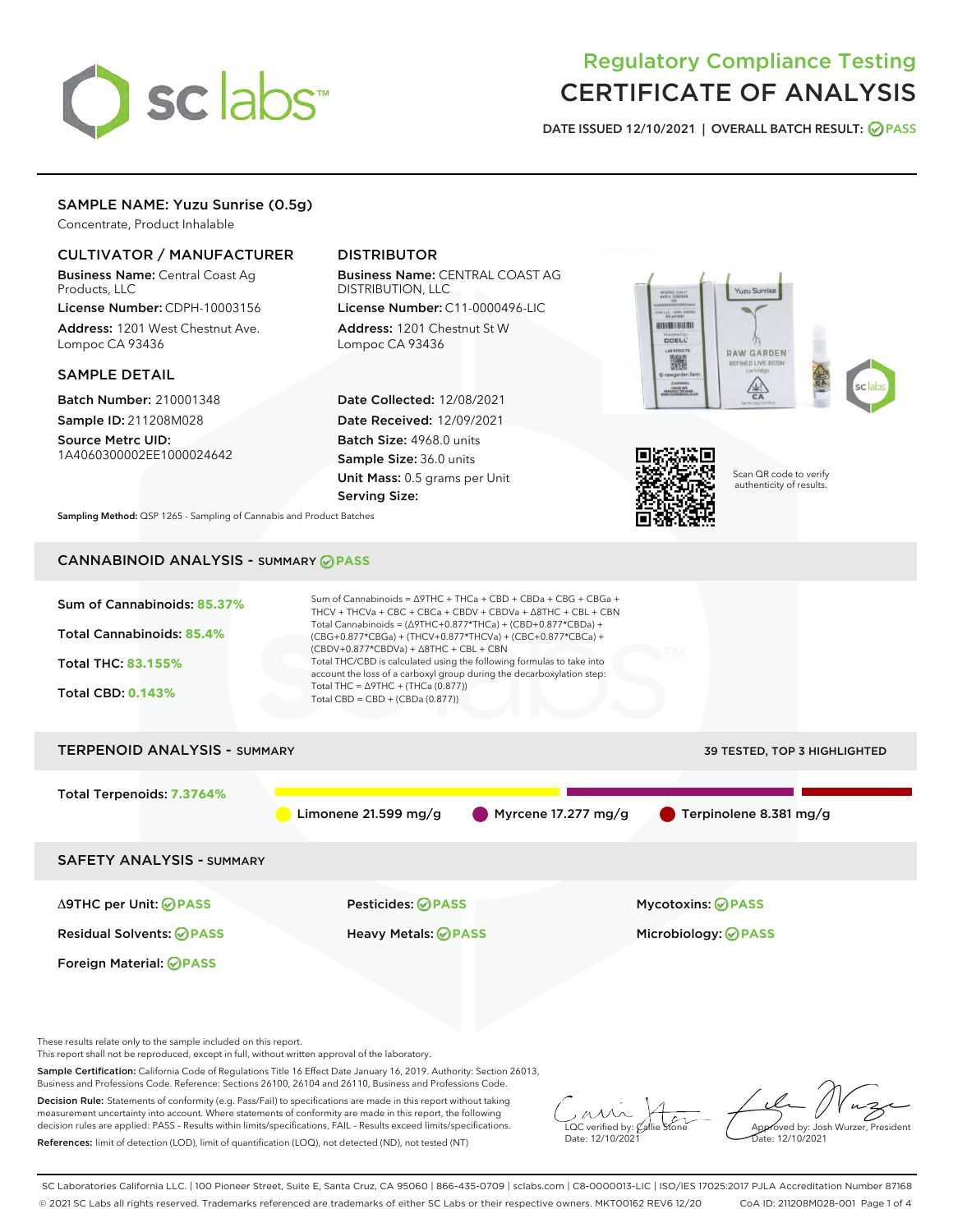# Regulatory Compliance Testing
# CERTIFICATE OF ANALYSIS

DATE ISSUED 12/10/2021 | OVERALL BATCH RESULT: PASS

## SAMPLE NAME: Yuzu Sunrise (0.5g)

Concentrate, Product Inhalable

### CULTIVATOR / MANUFACTURER

**Business Name:** Central Coast Ag Products, LLC

**License Number:** CDPH-10003156

**Address:** 1201 West Chestnut Ave. Lompoc CA 93436

### DISTRIBUTOR

**Business Name:** CENTRAL COAST AG DISTRIBUTION, LLC

**License Number:** C11-0000496-LIC

**Address:** 1201 Chestnut St W Lompoc CA 93436

### SAMPLE DETAIL

**Batch Number:** 210001348

**Sample ID:** 211208M028

**Source Metrc UID:** 1A4060300002EE1000024642

**Date Collected:** 12/08/2021

**Date Received:** 12/09/2021

**Batch Size:** 4968.0 units

**Sample Size:** 36.0 units

**Unit Mass:** 0.5 grams per Unit

**Serving Size:**

Scan QR code to verify authenticity of results.

**Sampling Method:** QSP 1265 - Sampling of Cannabis and Product Batches

## CANNABINOID ANALYSIS - SUMMARY PASS

Sum of Cannabinoids: **85.37%**

Total Cannabinoids: **85.4%**

Total THC: **83.155%**

Total CBD: **0.143%**

Sum of Cannabinoids = Δ9THC + THCa + CBD + CBDa + CBG + CBGa + THCV + THCVa + CBC + CBCa + CBDV + CBDVa + Δ8THC + CBL + CBN

Total Cannabinoids = (Δ9THC+0.877*THCa) + (CBD+0.877*CBDa) + (CBG+0.877*CBGa) + (THCV+0.877*THCVa) + (CBC+0.877*CBCa) + (CBDV+0.877*CBDVa) + Δ8THC + CBL + CBN

Total THC/CBD is calculated using the following formulas to take into account the loss of a carboxyl group during the decarboxylation step:

Total THC = Δ9THC + (THCa (0.877))

Total CBD = CBD + (CBDa (0.877))

## TERPENOID ANALYSIS - SUMMARY

39 TESTED, TOP 3 HIGHLIGHTED

Total Terpenoids: **7.3764%**

Limonene 21.599 mg/g | Myrcene 17.277 mg/g | Terpinolene 8.381 mg/g

## SAFETY ANALYSIS - SUMMARY

Δ9THC per Unit: PASS

Pesticides: PASS

Mycotoxins: PASS

Residual Solvents: PASS

Heavy Metals: PASS

Microbiology: PASS

Foreign Material: PASS

These results relate only to the sample included on this report.
This report shall not be reproduced, except in full, without written approval of the laboratory.

**Sample Certification:** California Code of Regulations Title 16 Effect Date January 16, 2019. Authority: Section 26013, Business and Professions Code. Reference: Sections 26100, 26104 and 26110, Business and Professions Code.

**Decision Rule:** Statements of conformity (e.g. Pass/Fail) to specifications are made in this report without taking measurement uncertainty into account. Where statements of conformity are made in this report, the following decision rules are applied: PASS - Results within limits/specifications, FAIL - Results exceed limits/specifications.

**References:** limit of detection (LOD), limit of quantification (LOQ), not detected (ND), not tested (NT)

LQC verified by: Callie Stone
Date: 12/10/2021

Approved by: Josh Wurzer, President
Date: 12/10/2021

SC Laboratories California LLC. | 100 Pioneer Street, Suite E, Santa Cruz, CA 95060 | 866-435-0709 | sclabs.com | C8-0000013-LIC | ISO/IES 17025:2017 PJLA Accreditation Number 87168
© 2021 SC Labs all rights reserved. Trademarks referenced are trademarks of either SC Labs or their respective owners. MKT00162 REV6 12/20 CoA ID: 211208M028-001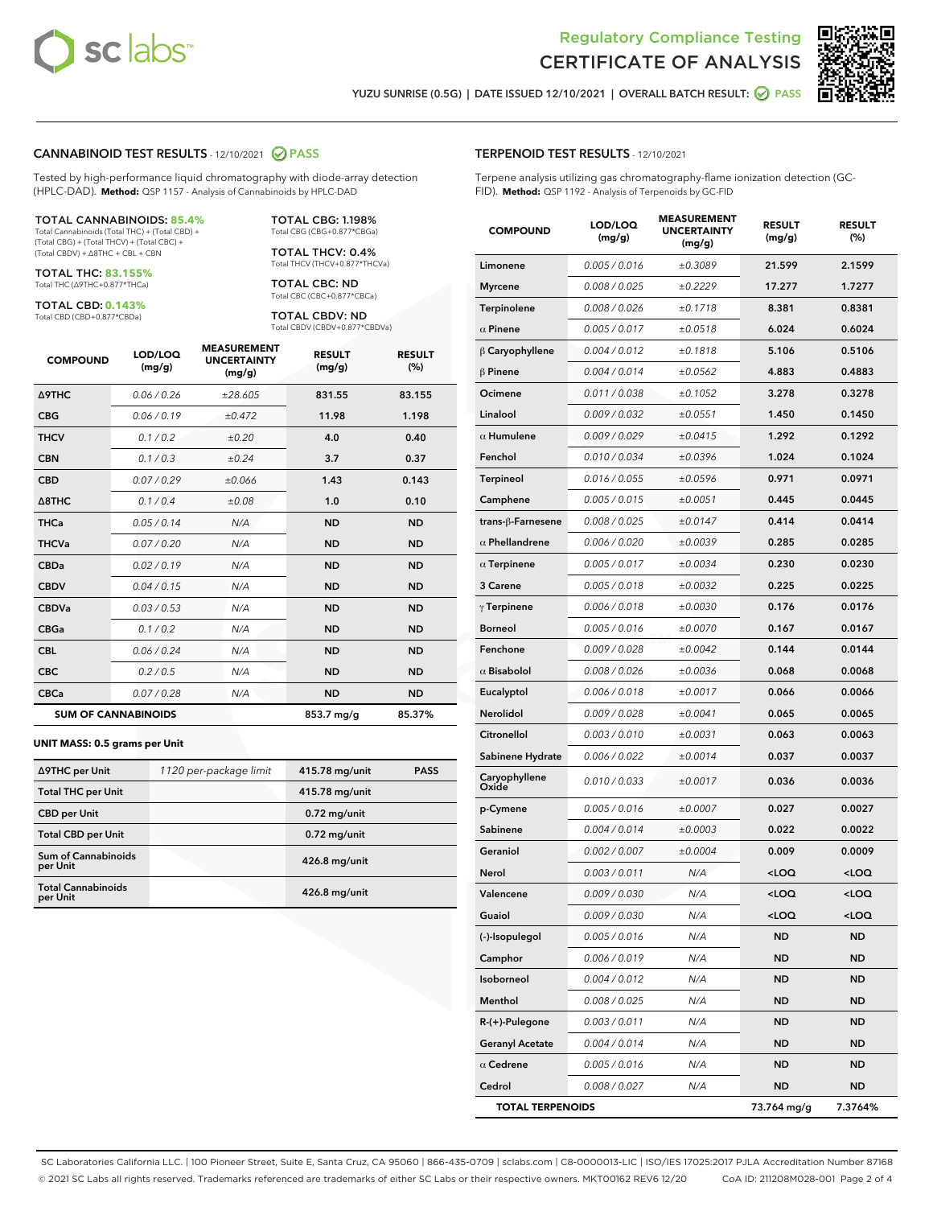# Regulatory Compliance Testing
## CERTIFICATE OF ANALYSIS

YUZU SUNRISE (0.5G) | DATE ISSUED 12/10/2021 | OVERALL BATCH RESULT: PASS

## CANNABINOID TEST RESULTS - 12/10/2021 PASS

Tested by high-performance liquid chromatography with diode-array detection (HPLC-DAD). **Method:** QSP 1157 - Analysis of Cannabinoids by HPLC-DAD

**TOTAL CANNABINOIDS: 85.4%**
Total Cannabinoids (Total THC) + (Total CBD) + (Total CBG) + (Total THCV) + (Total CBC) + (Total CBDV) + Δ8THC + CBL + CBN

**TOTAL THC: 83.155%**
Total THC (Δ9THC+0.877*THCa)

**TOTAL CBD: 0.143%**
Total CBD (CBD+0.877*CBDa)

**TOTAL CBG: 1.198%**
Total CBG (CBG+0.877*CBGa)

**TOTAL THCV: 0.4%**
Total THCV (THCV+0.877*THCVa)

**TOTAL CBC: ND**
Total CBC (CBC+0.877*CBCa)

**TOTAL CBDV: ND**
Total CBDV (CBDV+0.877*CBDVa)

| COMPOUND | LOD/LOQ (mg/g) | MEASUREMENT UNCERTAINTY (mg/g) | RESULT (mg/g) | RESULT (%) |
|---|---|---|---|---|
| Δ9THC | 0.06 / 0.26 | ±28.605 | 831.55 | 83.155 |
| CBG | 0.06 / 0.19 | ±0.472 | 11.98 | 1.198 |
| THCV | 0.1 / 0.2 | ±0.20 | 4.0 | 0.40 |
| CBN | 0.1 / 0.3 | ±0.24 | 3.7 | 0.37 |
| CBD | 0.07 / 0.29 | ±0.066 | 1.43 | 0.143 |
| Δ8THC | 0.1 / 0.4 | ±0.08 | 1.0 | 0.10 |
| THCa | 0.05 / 0.14 | N/A | ND | ND |
| THCVa | 0.07 / 0.20 | N/A | ND | ND |
| CBDa | 0.02 / 0.19 | N/A | ND | ND |
| CBDV | 0.04 / 0.15 | N/A | ND | ND |
| CBDVa | 0.03 / 0.53 | N/A | ND | ND |
| CBGa | 0.1 / 0.2 | N/A | ND | ND |
| CBL | 0.06 / 0.24 | N/A | ND | ND |
| CBC | 0.2 / 0.5 | N/A | ND | ND |
| CBCa | 0.07 / 0.28 | N/A | ND | ND |
| **SUM OF CANNABINOIDS** | | | 853.7 mg/g | 85.37% |

**UNIT MASS: 0.5 grams per Unit**

| | | | |
|---|---|---|---|
| Δ9THC per Unit | 1120 per-package limit | 415.78 mg/unit | PASS |
| Total THC per Unit | | 415.78 mg/unit | |
| CBD per Unit | | 0.72 mg/unit | |
| Total CBD per Unit | | 0.72 mg/unit | |
| Sum of Cannabinoids per Unit | | 426.8 mg/unit | |
| Total Cannabinoids per Unit | | 426.8 mg/unit | |

## TERPENOID TEST RESULTS - 12/10/2021

Terpene analysis utilizing gas chromatography-flame ionization detection (GC-FID). **Method:** QSP 1192 - Analysis of Terpenoids by GC-FID

| COMPOUND | LOD/LOQ (mg/g) | MEASUREMENT UNCERTAINTY (mg/g) | RESULT (mg/g) | RESULT (%) |
|---|---|---|---|---|
| Limonene | 0.005 / 0.016 | ±0.3089 | 21.599 | 2.1599 |
| Myrcene | 0.008 / 0.025 | ±0.2229 | 17.277 | 1.7277 |
| Terpinolene | 0.008 / 0.026 | ±0.1718 | 8.381 | 0.8381 |
| α Pinene | 0.005 / 0.017 | ±0.0518 | 6.024 | 0.6024 |
| β Caryophyllene | 0.004 / 0.012 | ±0.1818 | 5.106 | 0.5106 |
| β Pinene | 0.004 / 0.014 | ±0.0562 | 4.883 | 0.4883 |
| Ocimene | 0.011 / 0.038 | ±0.1052 | 3.278 | 0.3278 |
| Linalool | 0.009 / 0.032 | ±0.0551 | 1.450 | 0.1450 |
| α Humulene | 0.009 / 0.029 | ±0.0415 | 1.292 | 0.1292 |
| Fenchol | 0.010 / 0.034 | ±0.0396 | 1.024 | 0.1024 |
| Terpineol | 0.016 / 0.055 | ±0.0596 | 0.971 | 0.0971 |
| Camphene | 0.005 / 0.015 | ±0.0051 | 0.445 | 0.0445 |
| trans-β-Farnesene | 0.008 / 0.025 | ±0.0147 | 0.414 | 0.0414 |
| α Phellandrene | 0.006 / 0.020 | ±0.0039 | 0.285 | 0.0285 |
| α Terpinene | 0.005 / 0.017 | ±0.0034 | 0.230 | 0.0230 |
| 3 Carene | 0.005 / 0.018 | ±0.0032 | 0.225 | 0.0225 |
| γ Terpinene | 0.006 / 0.018 | ±0.0030 | 0.176 | 0.0176 |
| Borneol | 0.005 / 0.016 | ±0.0070 | 0.167 | 0.0167 |
| Fenchone | 0.009 / 0.028 | ±0.0042 | 0.144 | 0.0144 |
| α Bisabolol | 0.008 / 0.026 | ±0.0036 | 0.068 | 0.0068 |
| Eucalyptol | 0.006 / 0.018 | ±0.0017 | 0.066 | 0.0066 |
| Nerolidol | 0.009 / 0.028 | ±0.0041 | 0.065 | 0.0065 |
| Citronellol | 0.003 / 0.010 | ±0.0031 | 0.063 | 0.0063 |
| Sabinene Hydrate | 0.006 / 0.022 | ±0.0014 | 0.037 | 0.0037 |
| Caryophyllene Oxide | 0.010 / 0.033 | ±0.0017 | 0.036 | 0.0036 |
| p-Cymene | 0.005 / 0.016 | ±0.0007 | 0.027 | 0.0027 |
| Sabinene | 0.004 / 0.014 | ±0.0003 | 0.022 | 0.0022 |
| Geraniol | 0.002 / 0.007 | ±0.0004 | 0.009 | 0.0009 |
| Nerol | 0.003 / 0.011 | N/A | <LOQ | <LOQ |
| Valencene | 0.009 / 0.030 | N/A | <LOQ | <LOQ |
| Guaiol | 0.009 / 0.030 | N/A | <LOQ | <LOQ |
| (-)-Isopulegol | 0.005 / 0.016 | N/A | ND | ND |
| Camphor | 0.006 / 0.019 | N/A | ND | ND |
| Isoborneol | 0.004 / 0.012 | N/A | ND | ND |
| Menthol | 0.008 / 0.025 | N/A | ND | ND |
| R-(+)-Pulegone | 0.003 / 0.011 | N/A | ND | ND |
| Geranyl Acetate | 0.004 / 0.014 | N/A | ND | ND |
| α Cedrene | 0.005 / 0.016 | N/A | ND | ND |
| Cedrol | 0.008 / 0.027 | N/A | ND | ND |
| **TOTAL TERPENOIDS** | | | 73.764 mg/g | 7.3764% |

SC Laboratories California LLC. | 100 Pioneer Street, Suite E, Santa Cruz, CA 95060 | 866-435-0709 | sclabs.com | C8-0000013-LIC | ISO/IES 17025:2017 PJLA Accreditation Number 87168
© 2021 SC Labs all rights reserved. Trademarks referenced are trademarks of either SC Labs or their respective owners. MKT00162 REV6 12/20 CoA ID: 211208M028-001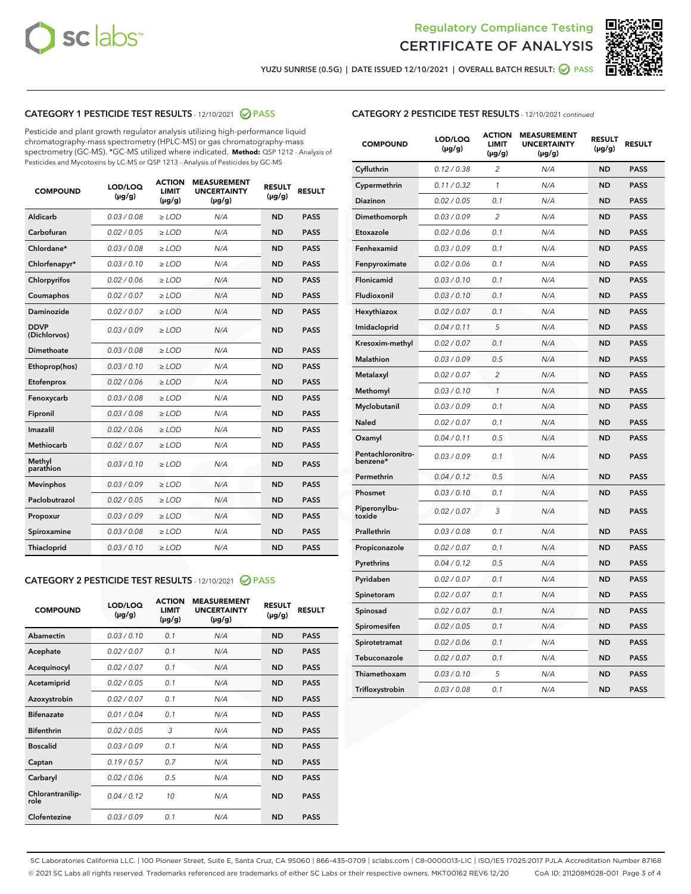Regulatory Compliance Testing
CERTIFICATE OF ANALYSIS

YUZU SUNRISE (0.5G) | DATE ISSUED 12/10/2021 | OVERALL BATCH RESULT: PASS

## CATEGORY 1 PESTICIDE TEST RESULTS - 12/10/2021 PASS

Pesticide and plant growth regulator analysis utilizing high-performance liquid chromatography-mass spectrometry (HPLC-MS) or gas chromatography-mass spectrometry (GC-MS). *GC-MS utilized where indicated. **Method:** QSP 1212 - Analysis of Pesticides and Mycotoxins by LC-MS or QSP 1213 - Analysis of Pesticides by GC-MS

| COMPOUND | LOD/LOQ (µg/g) | ACTION LIMIT (µg/g) | MEASUREMENT UNCERTAINTY (µg/g) | RESULT (µg/g) | RESULT |
|---|---|---|---|---|---|
| Aldicarb | 0.03 / 0.08 | ≥ LOD | N/A | ND | PASS |
| Carbofuran | 0.02 / 0.05 | ≥ LOD | N/A | ND | PASS |
| Chlordane* | 0.03 / 0.08 | ≥ LOD | N/A | ND | PASS |
| Chlorfenapyr* | 0.03 / 0.10 | ≥ LOD | N/A | ND | PASS |
| Chlorpyrifos | 0.02 / 0.06 | ≥ LOD | N/A | ND | PASS |
| Coumaphos | 0.02 / 0.07 | ≥ LOD | N/A | ND | PASS |
| Daminozide | 0.02 / 0.07 | ≥ LOD | N/A | ND | PASS |
| DDVP (Dichlorvos) | 0.03 / 0.09 | ≥ LOD | N/A | ND | PASS |
| Dimethoate | 0.03 / 0.08 | ≥ LOD | N/A | ND | PASS |
| Ethoprop(hos) | 0.03 / 0.10 | ≥ LOD | N/A | ND | PASS |
| Etofenprox | 0.02 / 0.06 | ≥ LOD | N/A | ND | PASS |
| Fenoxycarb | 0.03 / 0.08 | ≥ LOD | N/A | ND | PASS |
| Fipronil | 0.03 / 0.08 | ≥ LOD | N/A | ND | PASS |
| Imazalil | 0.02 / 0.06 | ≥ LOD | N/A | ND | PASS |
| Methiocarb | 0.02 / 0.07 | ≥ LOD | N/A | ND | PASS |
| Methyl parathion | 0.03 / 0.10 | ≥ LOD | N/A | ND | PASS |
| Mevinphos | 0.03 / 0.09 | ≥ LOD | N/A | ND | PASS |
| Paclobutrazol | 0.02 / 0.05 | ≥ LOD | N/A | ND | PASS |
| Propoxur | 0.03 / 0.09 | ≥ LOD | N/A | ND | PASS |
| Spiroxamine | 0.03 / 0.08 | ≥ LOD | N/A | ND | PASS |
| Thiacloprid | 0.03 / 0.10 | ≥ LOD | N/A | ND | PASS |

## CATEGORY 2 PESTICIDE TEST RESULTS - 12/10/2021 PASS

| COMPOUND | LOD/LOQ (µg/g) | ACTION LIMIT (µg/g) | MEASUREMENT UNCERTAINTY (µg/g) | RESULT (µg/g) | RESULT |
|---|---|---|---|---|---|
| Abamectin | 0.03 / 0.10 | 0.1 | N/A | ND | PASS |
| Acephate | 0.02 / 0.07 | 0.1 | N/A | ND | PASS |
| Acequinocyl | 0.02 / 0.07 | 0.1 | N/A | ND | PASS |
| Acetamiprid | 0.02 / 0.05 | 0.1 | N/A | ND | PASS |
| Azoxystrobin | 0.02 / 0.07 | 0.1 | N/A | ND | PASS |
| Bifenazate | 0.01 / 0.04 | 0.1 | N/A | ND | PASS |
| Bifenthrin | 0.02 / 0.05 | 3 | N/A | ND | PASS |
| Boscalid | 0.03 / 0.09 | 0.1 | N/A | ND | PASS |
| Captan | 0.19 / 0.57 | 0.7 | N/A | ND | PASS |
| Carbaryl | 0.02 / 0.06 | 0.5 | N/A | ND | PASS |
| Chlorantraniliprole | 0.04 / 0.12 | 10 | N/A | ND | PASS |
| Clofentezine | 0.03 / 0.09 | 0.1 | N/A | ND | PASS |
| Cyfluthrin | 0.12 / 0.38 | 2 | N/A | ND | PASS |
| Cypermethrin | 0.11 / 0.32 | 1 | N/A | ND | PASS |
| Diazinon | 0.02 / 0.05 | 0.1 | N/A | ND | PASS |
| Dimethomorph | 0.03 / 0.09 | 2 | N/A | ND | PASS |
| Etoxazole | 0.02 / 0.06 | 0.1 | N/A | ND | PASS |
| Fenhexamid | 0.03 / 0.09 | 0.1 | N/A | ND | PASS |
| Fenpyroximate | 0.02 / 0.06 | 0.1 | N/A | ND | PASS |
| Flonicamid | 0.03 / 0.10 | 0.1 | N/A | ND | PASS |
| Fludioxonil | 0.03 / 0.10 | 0.1 | N/A | ND | PASS |
| Hexythiazox | 0.02 / 0.07 | 0.1 | N/A | ND | PASS |
| Imidacloprid | 0.04 / 0.11 | 5 | N/A | ND | PASS |
| Kresoxim-methyl | 0.02 / 0.07 | 0.1 | N/A | ND | PASS |
| Malathion | 0.03 / 0.09 | 0.5 | N/A | ND | PASS |
| Metalaxyl | 0.02 / 0.07 | 2 | N/A | ND | PASS |
| Methomyl | 0.03 / 0.10 | 1 | N/A | ND | PASS |
| Myclobutanil | 0.03 / 0.09 | 0.1 | N/A | ND | PASS |
| Naled | 0.02 / 0.07 | 0.1 | N/A | ND | PASS |
| Oxamyl | 0.04 / 0.11 | 0.5 | N/A | ND | PASS |
| Pentachloronitrobenzene* | 0.03 / 0.09 | 0.1 | N/A | ND | PASS |
| Permethrin | 0.04 / 0.12 | 0.5 | N/A | ND | PASS |
| Phosmet | 0.03 / 0.10 | 0.1 | N/A | ND | PASS |
| Piperonylbutoxide | 0.02 / 0.07 | 3 | N/A | ND | PASS |
| Prallethrin | 0.03 / 0.08 | 0.1 | N/A | ND | PASS |
| Propiconazole | 0.02 / 0.07 | 0.1 | N/A | ND | PASS |
| Pyrethrins | 0.04 / 0.12 | 0.5 | N/A | ND | PASS |
| Pyridaben | 0.02 / 0.07 | 0.1 | N/A | ND | PASS |
| Spinetoram | 0.02 / 0.07 | 0.1 | N/A | ND | PASS |
| Spinosad | 0.02 / 0.07 | 0.1 | N/A | ND | PASS |
| Spiromesifen | 0.02 / 0.05 | 0.1 | N/A | ND | PASS |
| Spirotetramat | 0.02 / 0.06 | 0.1 | N/A | ND | PASS |
| Tebuconazole | 0.02 / 0.07 | 0.1 | N/A | ND | PASS |
| Thiamethoxam | 0.03 / 0.10 | 5 | N/A | ND | PASS |
| Trifloxystrobin | 0.03 / 0.08 | 0.1 | N/A | ND | PASS |

SC Laboratories California LLC. | 100 Pioneer Street, Suite E, Santa Cruz, CA 95060 | 866-435-0709 | sclabs.com | C8-0000013-LIC | ISO/IES 17025:2017 PJLA Accreditation Number 87168
© 2021 SC Labs all rights reserved. Trademarks referenced are trademarks of either SC Labs or their respective owners. MKT00162 REV6 12/20 CoA ID: 211208M028-001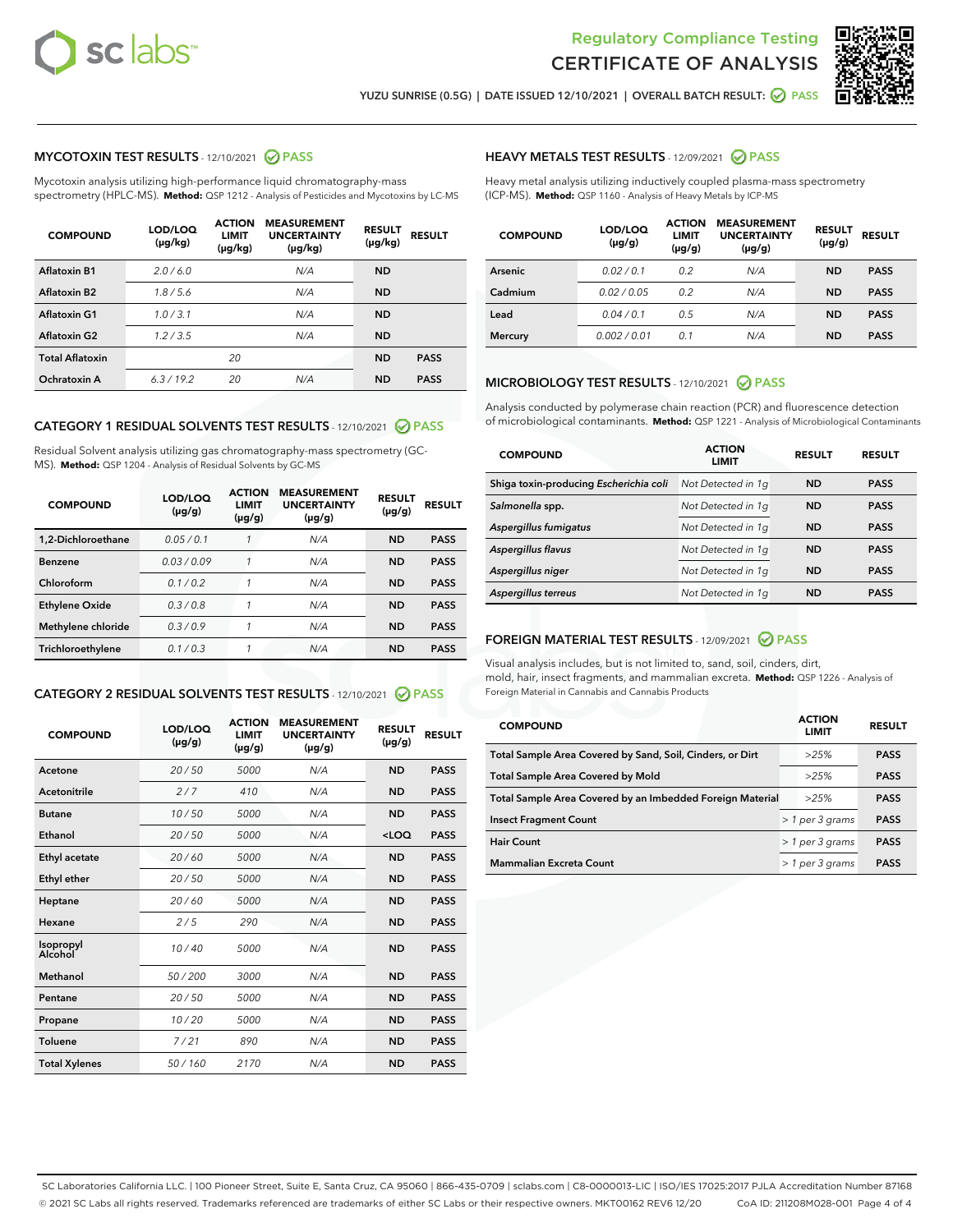Regulatory Compliance Testing
CERTIFICATE OF ANALYSIS

YUZU SUNRISE (0.5G) | DATE ISSUED 12/10/2021 | OVERALL BATCH RESULT: PASS

## MYCOTOXIN TEST RESULTS - 12/10/2021 PASS

Mycotoxin analysis utilizing high-performance liquid chromatography-mass spectrometry (HPLC-MS). **Method:** QSP 1212 - Analysis of Pesticides and Mycotoxins by LC-MS

| COMPOUND | LOD/LOQ (µg/kg) | ACTION LIMIT (µg/kg) | MEASUREMENT UNCERTAINTY (µg/kg) | RESULT (µg/kg) | RESULT |
|---|---|---|---|---|---|
| Aflatoxin B1 | 2.0 / 6.0 | | N/A | ND | |
| Aflatoxin B2 | 1.8 / 5.6 | | N/A | ND | |
| Aflatoxin G1 | 1.0 / 3.1 | | N/A | ND | |
| Aflatoxin G2 | 1.2 / 3.5 | | N/A | ND | |
| Total Aflatoxin | | 20 | | ND | PASS |
| Ochratoxin A | 6.3 / 19.2 | 20 | N/A | ND | PASS |

## CATEGORY 1 RESIDUAL SOLVENTS TEST RESULTS - 12/10/2021 PASS

Residual Solvent analysis utilizing gas chromatography-mass spectrometry (GC-MS). **Method:** QSP 1204 - Analysis of Residual Solvents by GC-MS

| COMPOUND | LOD/LOQ (µg/g) | ACTION LIMIT (µg/g) | MEASUREMENT UNCERTAINTY (µg/g) | RESULT (µg/g) | RESULT |
|---|---|---|---|---|---|
| 1,2-Dichloroethane | 0.05 / 0.1 | 1 | N/A | ND | PASS |
| Benzene | 0.03 / 0.09 | 1 | N/A | ND | PASS |
| Chloroform | 0.1 / 0.2 | 1 | N/A | ND | PASS |
| Ethylene Oxide | 0.3 / 0.8 | 1 | N/A | ND | PASS |
| Methylene chloride | 0.3 / 0.9 | 1 | N/A | ND | PASS |
| Trichloroethylene | 0.1 / 0.3 | 1 | N/A | ND | PASS |

## CATEGORY 2 RESIDUAL SOLVENTS TEST RESULTS - 12/10/2021 PASS

| COMPOUND | LOD/LOQ (µg/g) | ACTION LIMIT (µg/g) | MEASUREMENT UNCERTAINTY (µg/g) | RESULT (µg/g) | RESULT |
|---|---|---|---|---|---|
| Acetone | 20 / 50 | 5000 | N/A | ND | PASS |
| Acetonitrile | 2 / 7 | 410 | N/A | ND | PASS |
| Butane | 10 / 50 | 5000 | N/A | ND | PASS |
| Ethanol | 20 / 50 | 5000 | N/A | <LOQ | PASS |
| Ethyl acetate | 20 / 60 | 5000 | N/A | ND | PASS |
| Ethyl ether | 20 / 50 | 5000 | N/A | ND | PASS |
| Heptane | 20 / 60 | 5000 | N/A | ND | PASS |
| Hexane | 2 / 5 | 290 | N/A | ND | PASS |
| Isopropyl Alcohol | 10 / 40 | 5000 | N/A | ND | PASS |
| Methanol | 50 / 200 | 3000 | N/A | ND | PASS |
| Pentane | 20 / 50 | 5000 | N/A | ND | PASS |
| Propane | 10 / 20 | 5000 | N/A | ND | PASS |
| Toluene | 7 / 21 | 890 | N/A | ND | PASS |
| Total Xylenes | 50 / 160 | 2170 | N/A | ND | PASS |

## HEAVY METALS TEST RESULTS - 12/09/2021 PASS

Heavy metal analysis utilizing inductively coupled plasma-mass spectrometry (ICP-MS). **Method:** QSP 1160 - Analysis of Heavy Metals by ICP-MS

| COMPOUND | LOD/LOQ (µg/g) | ACTION LIMIT (µg/g) | MEASUREMENT UNCERTAINTY (µg/g) | RESULT (µg/g) | RESULT |
|---|---|---|---|---|---|
| Arsenic | 0.02 / 0.1 | 0.2 | N/A | ND | PASS |
| Cadmium | 0.02 / 0.05 | 0.2 | N/A | ND | PASS |
| Lead | 0.04 / 0.1 | 0.5 | N/A | ND | PASS |
| Mercury | 0.002 / 0.01 | 0.1 | N/A | ND | PASS |

## MICROBIOLOGY TEST RESULTS - 12/10/2021 PASS

Analysis conducted by polymerase chain reaction (PCR) and fluorescence detection of microbiological contaminants. **Method:** QSP 1221 - Analysis of Microbiological Contaminants

| COMPOUND | ACTION LIMIT | RESULT | RESULT |
|---|---|---|---|
| Shiga toxin-producing *Escherichia coli* | Not Detected in 1g | ND | PASS |
| *Salmonella* spp. | Not Detected in 1g | ND | PASS |
| *Aspergillus fumigatus* | Not Detected in 1g | ND | PASS |
| *Aspergillus flavus* | Not Detected in 1g | ND | PASS |
| *Aspergillus niger* | Not Detected in 1g | ND | PASS |
| *Aspergillus terreus* | Not Detected in 1g | ND | PASS |

## FOREIGN MATERIAL TEST RESULTS - 12/09/2021 PASS

Visual analysis includes, but is not limited to, sand, soil, cinders, dirt, mold, hair, insect fragments, and mammalian excreta. **Method:** QSP 1226 - Analysis of Foreign Material in Cannabis and Cannabis Products

| COMPOUND | ACTION LIMIT | RESULT |
|---|---|---|
| Total Sample Area Covered by Sand, Soil, Cinders, or Dirt | >25% | PASS |
| Total Sample Area Covered by Mold | >25% | PASS |
| Total Sample Area Covered by an Imbedded Foreign Material | >25% | PASS |
| Insect Fragment Count | > 1 per 3 grams | PASS |
| Hair Count | > 1 per 3 grams | PASS |
| Mammalian Excreta Count | > 1 per 3 grams | PASS |

SC Laboratories California LLC. | 100 Pioneer Street, Suite E, Santa Cruz, CA 95060 | 866-435-0709 | sclabs.com | C8-0000013-LIC | ISO/IES 17025:2017 PJLA Accreditation Number 87168
© 2021 SC Labs all rights reserved. Trademarks referenced are trademarks of either SC Labs or their respective owners. MKT00162 REV6 12/20 CoA ID: 211208M028-001